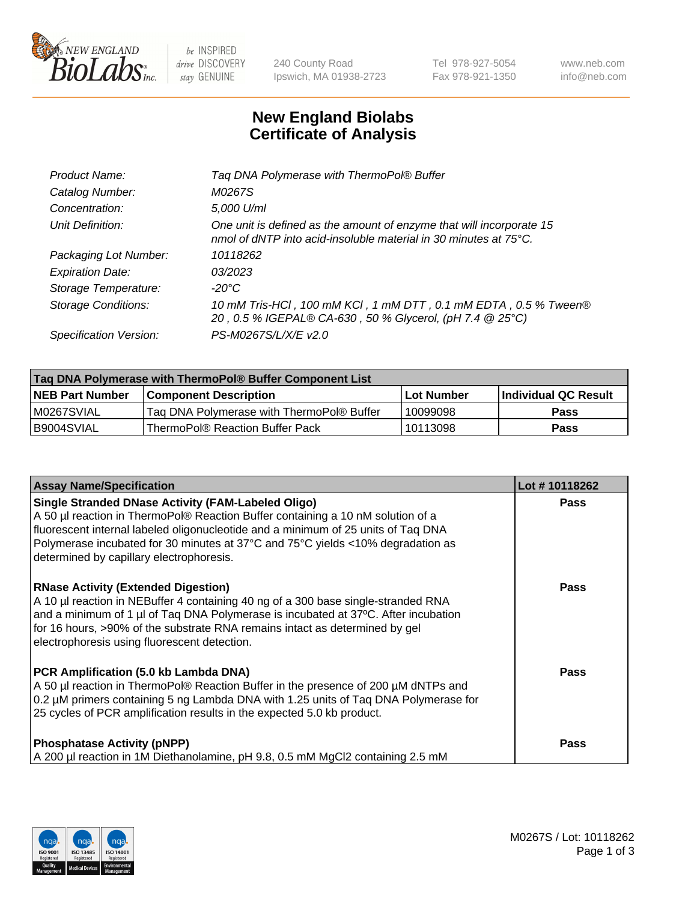New England BioLabs Inc. — be INSPIRED drive DISCOVERY stay GENUINE

240 County Road
Ipswich, MA 01938-2723

Tel 978-927-5054
Fax 978-921-1350

www.neb.com
info@neb.com

# New England Biolabs Certificate of Analysis

| | |
|---|---|
| *Product Name:* | *Taq DNA Polymerase with ThermoPol® Buffer* |
| *Catalog Number:* | *M0267S* |
| *Concentration:* | *5,000 U/ml* |
| *Unit Definition:* | *One unit is defined as the amount of enzyme that will incorporate 15 nmol of dNTP into acid-insoluble material in 30 minutes at 75°C.* |
| *Packaging Lot Number:* | *10118262* |
| *Expiration Date:* | *03/2023* |
| *Storage Temperature:* | *-20°C* |
| *Storage Conditions:* | *10 mM Tris-HCl , 100 mM KCl , 1 mM DTT , 0.1 mM EDTA , 0.5 % Tween® 20 , 0.5 % IGEPAL® CA-630 , 50 % Glycerol, (pH 7.4 @ 25°C)* |
| *Specification Version:* | *PS-M0267S/L/X/E v2.0* |

| Taq DNA Polymerase with ThermoPol® Buffer Component List | | | |
|---|---|---|---|
| **NEB Part Number** | **Component Description** | **Lot Number** | **Individual QC Result** |
| M0267SVIAL | Taq DNA Polymerase with ThermoPol® Buffer | 10099098 | **Pass** |
| B9004SVIAL | ThermoPol® Reaction Buffer Pack | 10113098 | **Pass** |

| Assay Name/Specification | Lot # 10118262 |
|---|---|
| **Single Stranded DNase Activity (FAM-Labeled Oligo)** A 50 µl reaction in ThermoPol® Reaction Buffer containing a 10 nM solution of a fluorescent internal labeled oligonucleotide and a minimum of 25 units of Taq DNA Polymerase incubated for 30 minutes at 37°C and 75°C yields <10% degradation as determined by capillary electrophoresis. | **Pass** |
| **RNase Activity (Extended Digestion)** A 10 µl reaction in NEBuffer 4 containing 40 ng of a 300 base single-stranded RNA and a minimum of 1 µl of Taq DNA Polymerase is incubated at 37ºC. After incubation for 16 hours, >90% of the substrate RNA remains intact as determined by gel electrophoresis using fluorescent detection. | **Pass** |
| **PCR Amplification (5.0 kb Lambda DNA)** A 50 µl reaction in ThermoPol® Reaction Buffer in the presence of 200 µM dNTPs and 0.2 µM primers containing 5 ng Lambda DNA with 1.25 units of Taq DNA Polymerase for 25 cycles of PCR amplification results in the expected 5.0 kb product. | **Pass** |
| **Phosphatase Activity (pNPP)** A 200 µl reaction in 1M Diethanolamine, pH 9.8, 0.5 mM $MgCl_2$ containing 2.5 mM | **Pass** |

M0267S / Lot: 10118262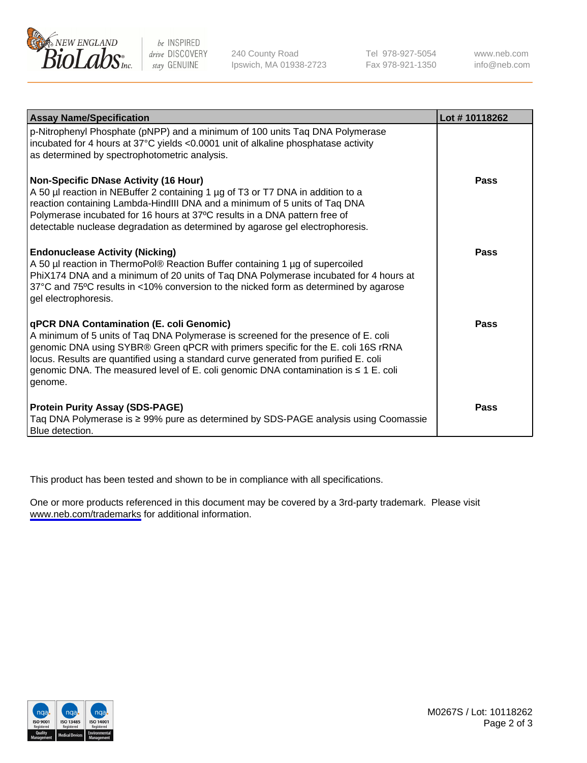| Assay Name/Specification | Lot # 10118262 |
| --- | --- |
| p-Nitrophenyl Phosphate (pNPP) and a minimum of 100 units Taq DNA Polymerase incubated for 4 hours at 37°C yields <0.0001 unit of alkaline phosphatase activity as determined by spectrophotometric analysis. | |
| **Non-Specific DNase Activity (16 Hour)**<br>A 50 µl reaction in NEBuffer 2 containing 1 µg of T3 or T7 DNA in addition to a reaction containing Lambda-HindIII DNA and a minimum of 5 units of Taq DNA Polymerase incubated for 16 hours at 37ºC results in a DNA pattern free of detectable nuclease degradation as determined by agarose gel electrophoresis. | **Pass** |
| **Endonuclease Activity (Nicking)**<br>A 50 µl reaction in ThermoPol® Reaction Buffer containing 1 µg of supercoiled PhiX174 DNA and a minimum of 20 units of Taq DNA Polymerase incubated for 4 hours at 37°C and 75ºC results in <10% conversion to the nicked form as determined by agarose gel electrophoresis. | **Pass** |
| **qPCR DNA Contamination (E. coli Genomic)**<br>A minimum of 5 units of Taq DNA Polymerase is screened for the presence of E. coli genomic DNA using SYBR® Green qPCR with primers specific for the E. coli 16S rRNA locus. Results are quantified using a standard curve generated from purified E. coli genomic DNA. The measured level of E. coli genomic DNA contamination is ≤ 1 E. coli genome. | **Pass** |
| **Protein Purity Assay (SDS-PAGE)**<br>Taq DNA Polymerase is ≥ 99% pure as determined by SDS-PAGE analysis using Coomassie Blue detection. | **Pass** |

This product has been tested and shown to be in compliance with all specifications.

One or more products referenced in this document may be covered by a 3rd-party trademark. Please visit www.neb.com/trademarks for additional information.

M0267S / Lot: 10118262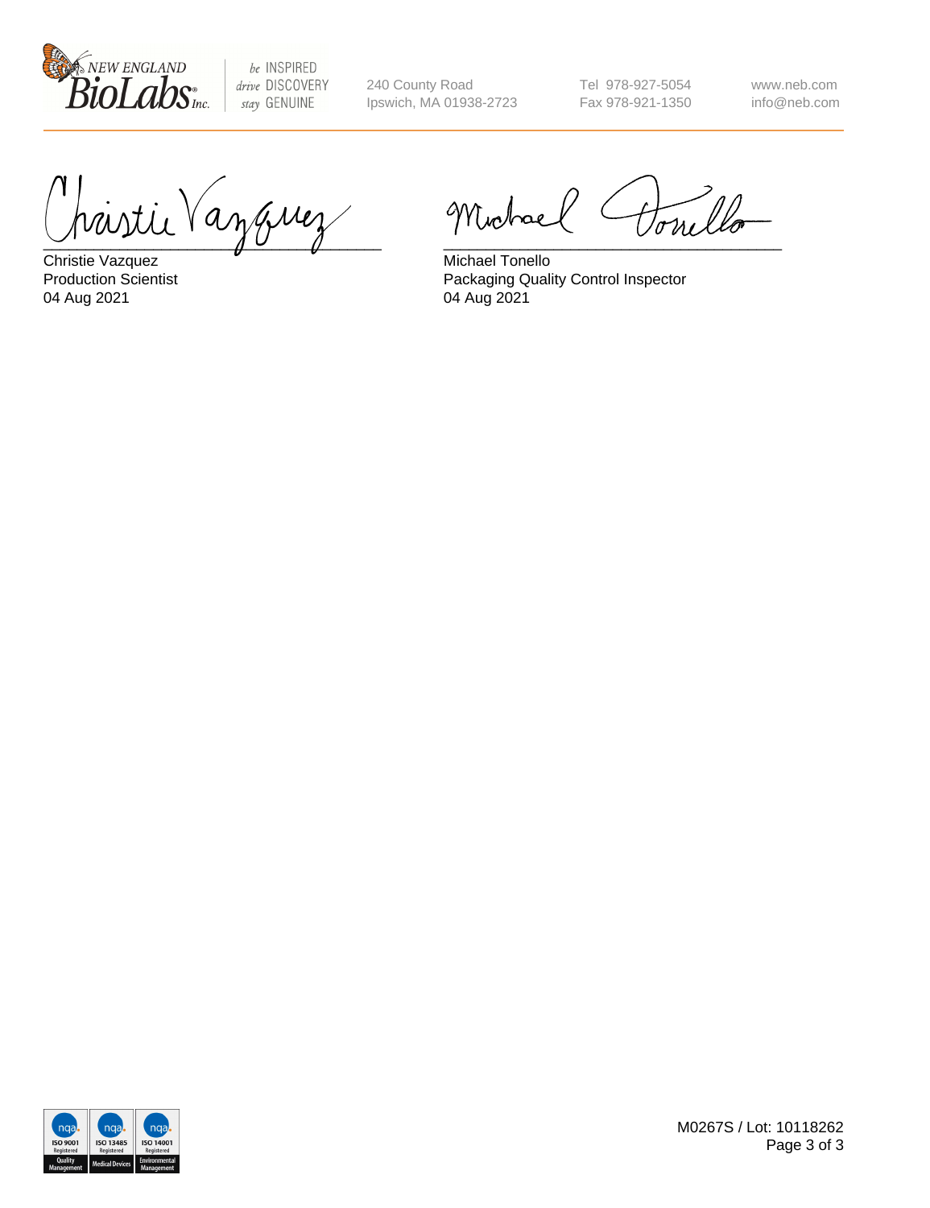NEW ENGLAND BioLabs Inc.

be INSPIRED
drive DISCOVERY
stay GENUINE

240 County Road
Ipswich, MA 01938-2723

Tel 978-927-5054
Fax 978-921-1350

www.neb.com
info@neb.com

Christie Vazquez
Production Scientist
04 Aug 2021

Michael Tonello
Packaging Quality Control Inspector
04 Aug 2021

M0267S / Lot: 10118262